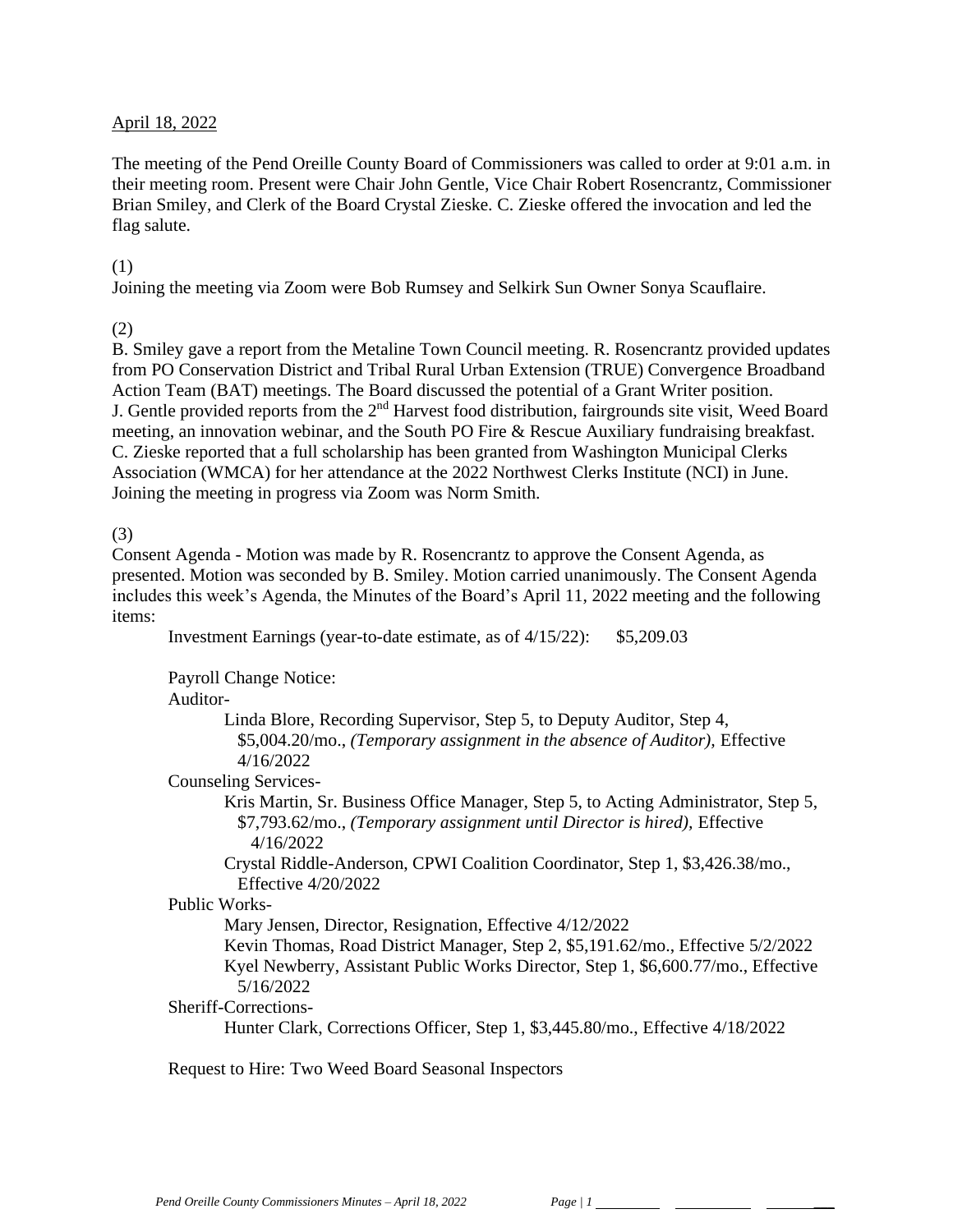April 18, 2022

The meeting of the Pend Oreille County Board of Commissioners was called to order at 9:01 a.m. in their meeting room. Present were Chair John Gentle, Vice Chair Robert Rosencrantz, Commissioner Brian Smiley, and Clerk of the Board Crystal Zieske. C. Zieske offered the invocation and led the flag salute.

(1)
Joining the meeting via Zoom were Bob Rumsey and Selkirk Sun Owner Sonya Scauflaire.

(2)
B. Smiley gave a report from the Metaline Town Council meeting. R. Rosencrantz provided updates from PO Conservation District and Tribal Rural Urban Extension (TRUE) Convergence Broadband Action Team (BAT) meetings. The Board discussed the potential of a Grant Writer position. J. Gentle provided reports from the 2nd Harvest food distribution, fairgrounds site visit, Weed Board meeting, an innovation webinar, and the South PO Fire & Rescue Auxiliary fundraising breakfast. C. Zieske reported that a full scholarship has been granted from Washington Municipal Clerks Association (WMCA) for her attendance at the 2022 Northwest Clerks Institute (NCI) in June. Joining the meeting in progress via Zoom was Norm Smith.

(3)
Consent Agenda - Motion was made by R. Rosencrantz to approve the Consent Agenda, as presented. Motion was seconded by B. Smiley. Motion carried unanimously. The Consent Agenda includes this week's Agenda, the Minutes of the Board's April 11, 2022 meeting and the following items:

Investment Earnings (year-to-date estimate, as of 4/15/22): $5,209.03

Payroll Change Notice:

Auditor-

- Linda Blore, Recording Supervisor, Step 5, to Deputy Auditor, Step 4, $5,004.20/mo., *(Temporary assignment in the absence of Auditor),* Effective 4/16/2022

Counseling Services-

- Kris Martin, Sr. Business Office Manager, Step 5, to Acting Administrator, Step 5, $7,793.62/mo., *(Temporary assignment until Director is hired),* Effective 4/16/2022
- Crystal Riddle-Anderson, CPWI Coalition Coordinator, Step 1, $3,426.38/mo., Effective 4/20/2022

Public Works-

- Mary Jensen, Director, Resignation, Effective 4/12/2022
- Kevin Thomas, Road District Manager, Step 2, $5,191.62/mo., Effective 5/2/2022
- Kyel Newberry, Assistant Public Works Director, Step 1, $6,600.77/mo., Effective 5/16/2022

Sheriff-Corrections-

- Hunter Clark, Corrections Officer, Step 1, $3,445.80/mo., Effective 4/18/2022

Request to Hire: Two Weed Board Seasonal Inspectors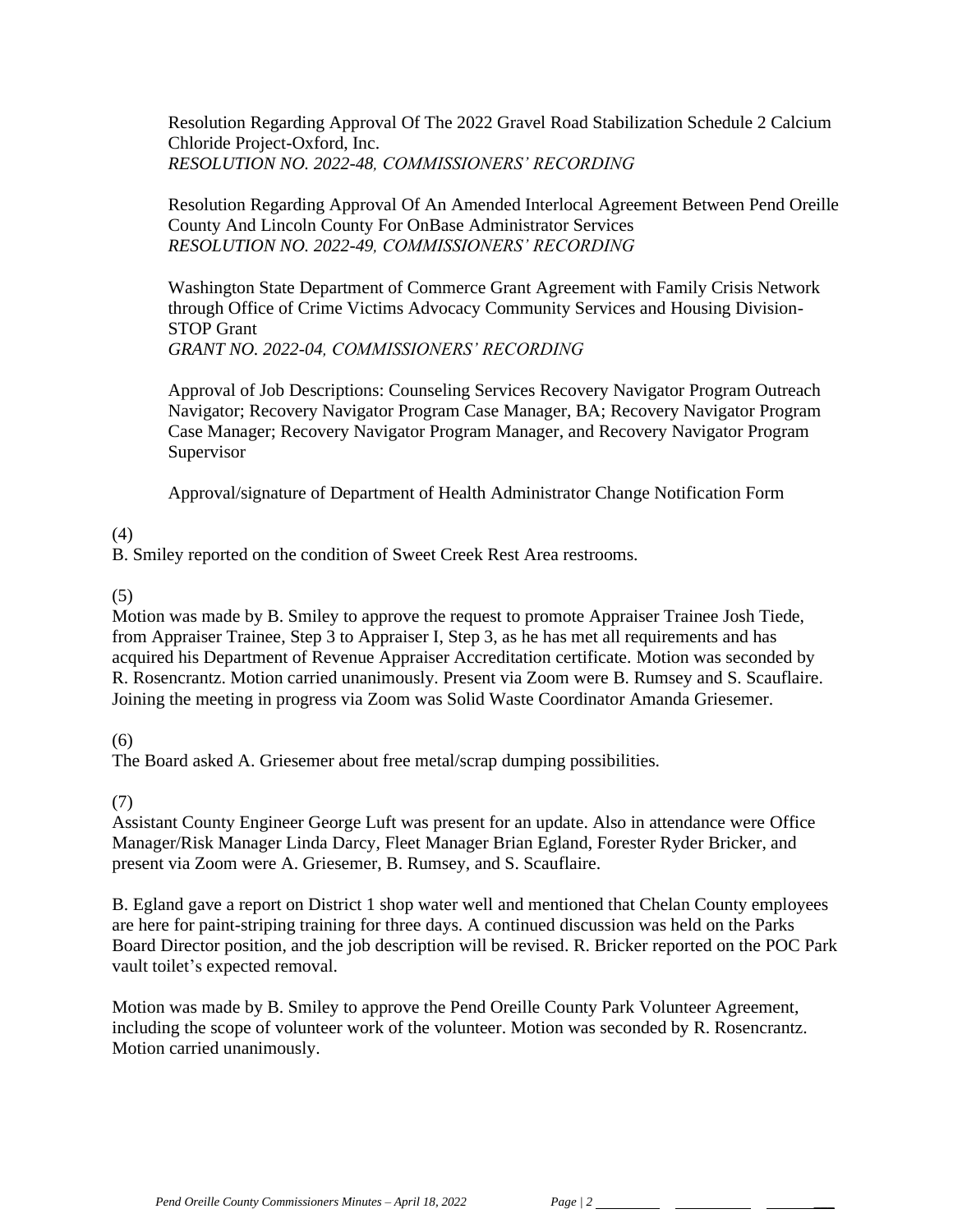Resolution Regarding Approval Of The 2022 Gravel Road Stabilization Schedule 2 Calcium Chloride Project-Oxford, Inc.
*RESOLUTION NO. 2022-48, COMMISSIONERS' RECORDING*

Resolution Regarding Approval Of An Amended Interlocal Agreement Between Pend Oreille County And Lincoln County For OnBase Administrator Services
*RESOLUTION NO. 2022-49, COMMISSIONERS' RECORDING*

Washington State Department of Commerce Grant Agreement with Family Crisis Network through Office of Crime Victims Advocacy Community Services and Housing Division-STOP Grant
*GRANT NO. 2022-04, COMMISSIONERS' RECORDING*

Approval of Job Descriptions: Counseling Services Recovery Navigator Program Outreach Navigator; Recovery Navigator Program Case Manager, BA; Recovery Navigator Program Case Manager; Recovery Navigator Program Manager, and Recovery Navigator Program Supervisor

Approval/signature of Department of Health Administrator Change Notification Form

(4)
B. Smiley reported on the condition of Sweet Creek Rest Area restrooms.

(5)
Motion was made by B. Smiley to approve the request to promote Appraiser Trainee Josh Tiede, from Appraiser Trainee, Step 3 to Appraiser I, Step 3, as he has met all requirements and has acquired his Department of Revenue Appraiser Accreditation certificate. Motion was seconded by R. Rosencrantz. Motion carried unanimously. Present via Zoom were B. Rumsey and S. Scauflaire. Joining the meeting in progress via Zoom was Solid Waste Coordinator Amanda Griesemer.

(6)
The Board asked A. Griesemer about free metal/scrap dumping possibilities.

(7)
Assistant County Engineer George Luft was present for an update. Also in attendance were Office Manager/Risk Manager Linda Darcy, Fleet Manager Brian Egland, Forester Ryder Bricker, and present via Zoom were A. Griesemer, B. Rumsey, and S. Scauflaire.

B. Egland gave a report on District 1 shop water well and mentioned that Chelan County employees are here for paint-striping training for three days. A continued discussion was held on the Parks Board Director position, and the job description will be revised. R. Bricker reported on the POC Park vault toilet's expected removal.

Motion was made by B. Smiley to approve the Pend Oreille County Park Volunteer Agreement, including the scope of volunteer work of the volunteer. Motion was seconded by R. Rosencrantz. Motion carried unanimously.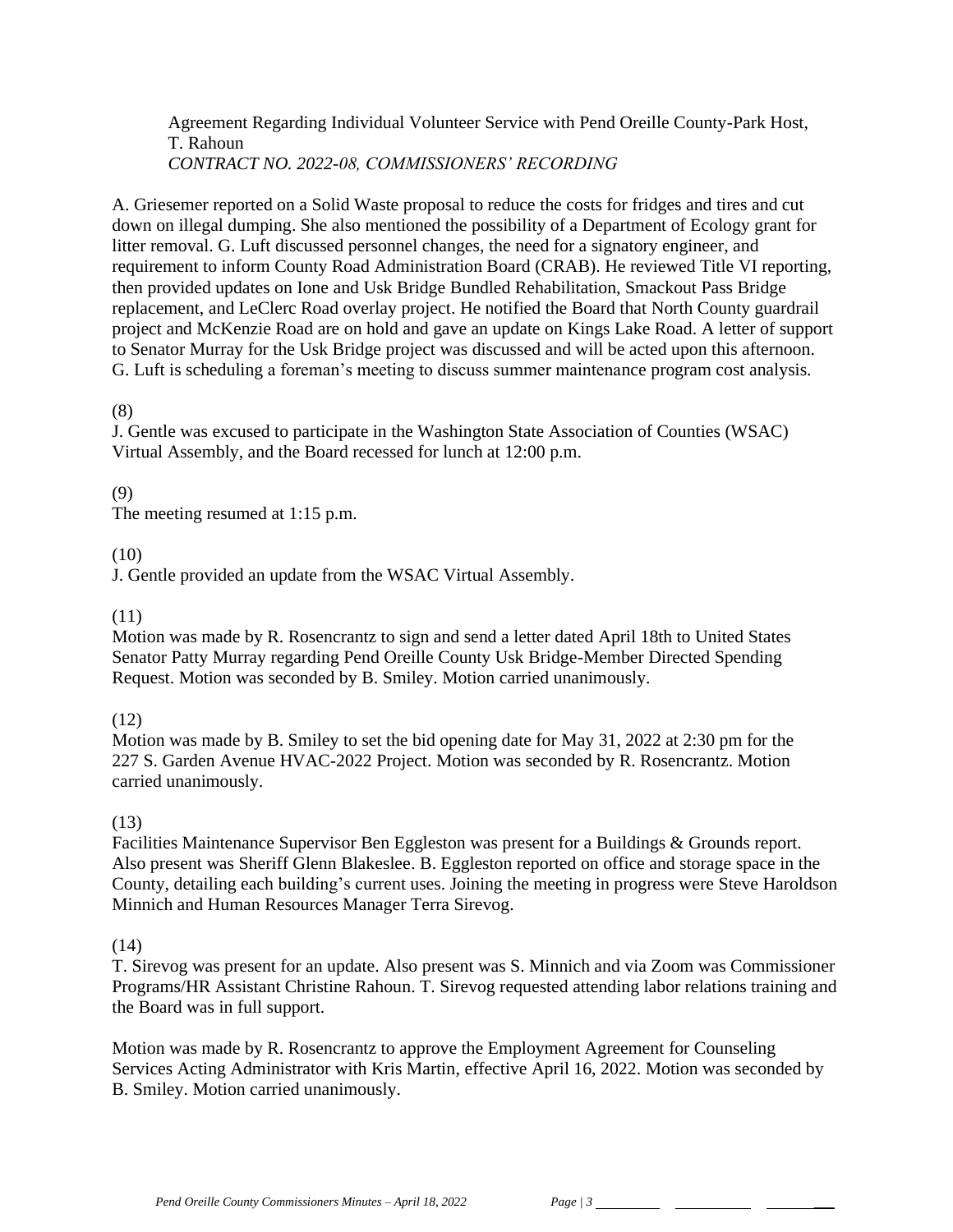Agreement Regarding Individual Volunteer Service with Pend Oreille County-Park Host, T. Rahoun
*CONTRACT NO. 2022-08, COMMISSIONERS' RECORDING*

A. Griesemer reported on a Solid Waste proposal to reduce the costs for fridges and tires and cut down on illegal dumping. She also mentioned the possibility of a Department of Ecology grant for litter removal. G. Luft discussed personnel changes, the need for a signatory engineer, and requirement to inform County Road Administration Board (CRAB). He reviewed Title VI reporting, then provided updates on Ione and Usk Bridge Bundled Rehabilitation, Smackout Pass Bridge replacement, and LeClerc Road overlay project. He notified the Board that North County guardrail project and McKenzie Road are on hold and gave an update on Kings Lake Road. A letter of support to Senator Murray for the Usk Bridge project was discussed and will be acted upon this afternoon. G. Luft is scheduling a foreman's meeting to discuss summer maintenance program cost analysis.

(8)
J. Gentle was excused to participate in the Washington State Association of Counties (WSAC) Virtual Assembly, and the Board recessed for lunch at 12:00 p.m.

(9)
The meeting resumed at 1:15 p.m.

(10)
J. Gentle provided an update from the WSAC Virtual Assembly.

(11)
Motion was made by R. Rosencrantz to sign and send a letter dated April 18th to United States Senator Patty Murray regarding Pend Oreille County Usk Bridge-Member Directed Spending Request. Motion was seconded by B. Smiley. Motion carried unanimously.

(12)
Motion was made by B. Smiley to set the bid opening date for May 31, 2022 at 2:30 pm for the 227 S. Garden Avenue HVAC-2022 Project. Motion was seconded by R. Rosencrantz. Motion carried unanimously.

(13)
Facilities Maintenance Supervisor Ben Eggleston was present for a Buildings & Grounds report. Also present was Sheriff Glenn Blakeslee. B. Eggleston reported on office and storage space in the County, detailing each building's current uses. Joining the meeting in progress were Steve Haroldson Minnich and Human Resources Manager Terra Sirevog.

(14)
T. Sirevog was present for an update. Also present was S. Minnich and via Zoom was Commissioner Programs/HR Assistant Christine Rahoun. T. Sirevog requested attending labor relations training and the Board was in full support.

Motion was made by R. Rosencrantz to approve the Employment Agreement for Counseling Services Acting Administrator with Kris Martin, effective April 16, 2022. Motion was seconded by B. Smiley. Motion carried unanimously.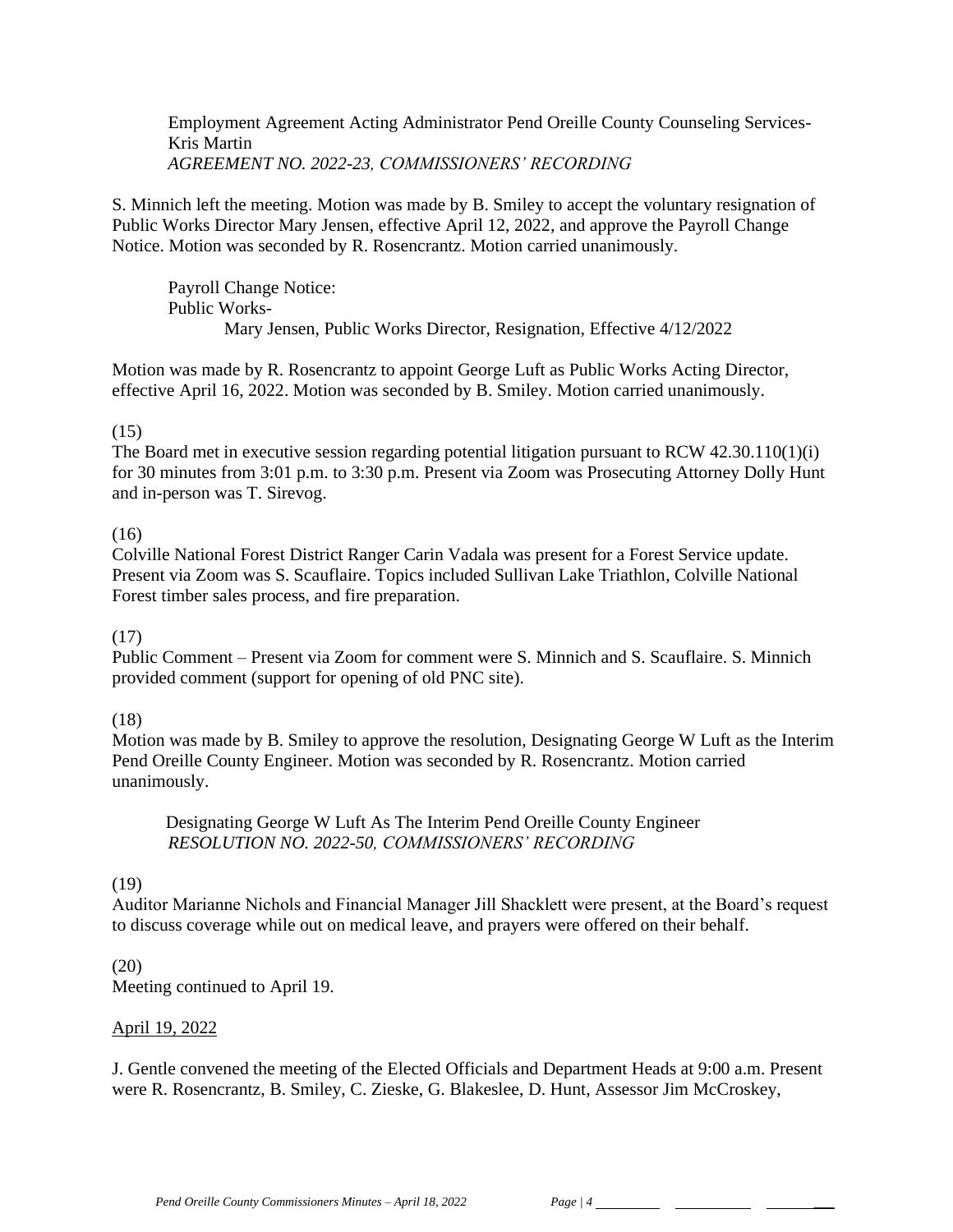Employment Agreement Acting Administrator Pend Oreille County Counseling Services- Kris Martin
*AGREEMENT NO. 2022-23, COMMISSIONERS' RECORDING*

S. Minnich left the meeting. Motion was made by B. Smiley to accept the voluntary resignation of Public Works Director Mary Jensen, effective April 12, 2022, and approve the Payroll Change Notice. Motion was seconded by R. Rosencrantz. Motion carried unanimously.

Payroll Change Notice:
Public Works-
Mary Jensen, Public Works Director, Resignation, Effective 4/12/2022

Motion was made by R. Rosencrantz to appoint George Luft as Public Works Acting Director, effective April 16, 2022. Motion was seconded by B. Smiley. Motion carried unanimously.

(15)
The Board met in executive session regarding potential litigation pursuant to RCW 42.30.110(1)(i) for 30 minutes from 3:01 p.m. to 3:30 p.m. Present via Zoom was Prosecuting Attorney Dolly Hunt and in-person was T. Sirevog.

(16)
Colville National Forest District Ranger Carin Vadala was present for a Forest Service update. Present via Zoom was S. Scauflaire. Topics included Sullivan Lake Triathlon, Colville National Forest timber sales process, and fire preparation.

(17)
Public Comment – Present via Zoom for comment were S. Minnich and S. Scauflaire. S. Minnich provided comment (support for opening of old PNC site).

(18)
Motion was made by B. Smiley to approve the resolution, Designating George W Luft as the Interim Pend Oreille County Engineer. Motion was seconded by R. Rosencrantz. Motion carried unanimously.

Designating George W Luft As The Interim Pend Oreille County Engineer
*RESOLUTION NO. 2022-50, COMMISSIONERS' RECORDING*

(19)
Auditor Marianne Nichols and Financial Manager Jill Shacklett were present, at the Board's request to discuss coverage while out on medical leave, and prayers were offered on their behalf.

(20)
Meeting continued to April 19.

<u>April 19, 2022</u>

J. Gentle convened the meeting of the Elected Officials and Department Heads at 9:00 a.m. Present were R. Rosencrantz, B. Smiley, C. Zieske, G. Blakeslee, D. Hunt, Assessor Jim McCroskey,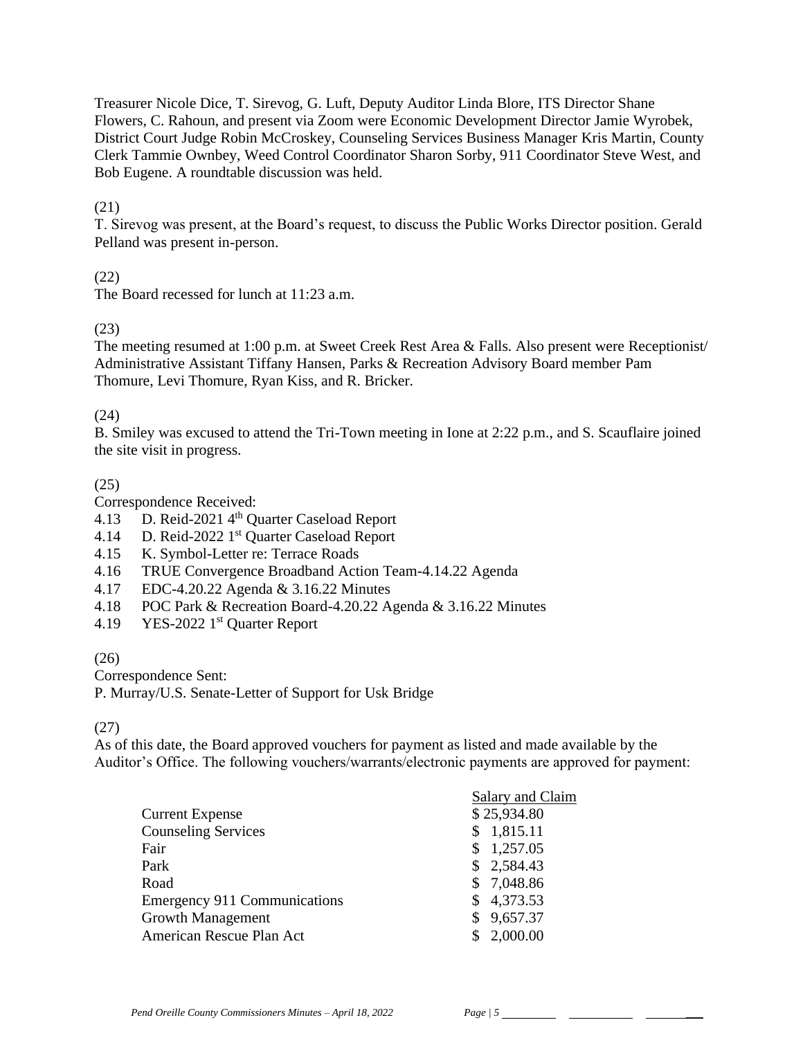Treasurer Nicole Dice, T. Sirevog, G. Luft, Deputy Auditor Linda Blore, ITS Director Shane Flowers, C. Rahoun, and present via Zoom were Economic Development Director Jamie Wyrobek, District Court Judge Robin McCroskey, Counseling Services Business Manager Kris Martin, County Clerk Tammie Ownbey, Weed Control Coordinator Sharon Sorby, 911 Coordinator Steve West, and Bob Eugene. A roundtable discussion was held.

(21)
T. Sirevog was present, at the Board's request, to discuss the Public Works Director position. Gerald Pelland was present in-person.

(22)
The Board recessed for lunch at 11:23 a.m.

(23)
The meeting resumed at 1:00 p.m. at Sweet Creek Rest Area & Falls. Also present were Receptionist/ Administrative Assistant Tiffany Hansen, Parks & Recreation Advisory Board member Pam Thomure, Levi Thomure, Ryan Kiss, and R. Bricker.

(24)
B. Smiley was excused to attend the Tri-Town meeting in Ione at 2:22 p.m., and S. Scauflaire joined the site visit in progress.

(25)
Correspondence Received:
4.13 D. Reid-2021 4th Quarter Caseload Report
4.14 D. Reid-2022 1st Quarter Caseload Report
4.15 K. Symbol-Letter re: Terrace Roads
4.16 TRUE Convergence Broadband Action Team-4.14.22 Agenda
4.17 EDC-4.20.22 Agenda & 3.16.22 Minutes
4.18 POC Park & Recreation Board-4.20.22 Agenda & 3.16.22 Minutes
4.19 YES-2022 1st Quarter Report

(26)
Correspondence Sent:
P. Murray/U.S. Senate-Letter of Support for Usk Bridge

(27)
As of this date, the Board approved vouchers for payment as listed and made available by the Auditor's Office. The following vouchers/warrants/electronic payments are approved for payment:

| | Salary and Claim |
|---|---|
| Current Expense | $ 25,934.80 |
| Counseling Services | $ 1,815.11 |
| Fair | $ 1,257.05 |
| Park | $ 2,584.43 |
| Road | $ 7,048.86 |
| Emergency 911 Communications | $ 4,373.53 |
| Growth Management | $ 9,657.37 |
| American Rescue Plan Act | $ 2,000.00 |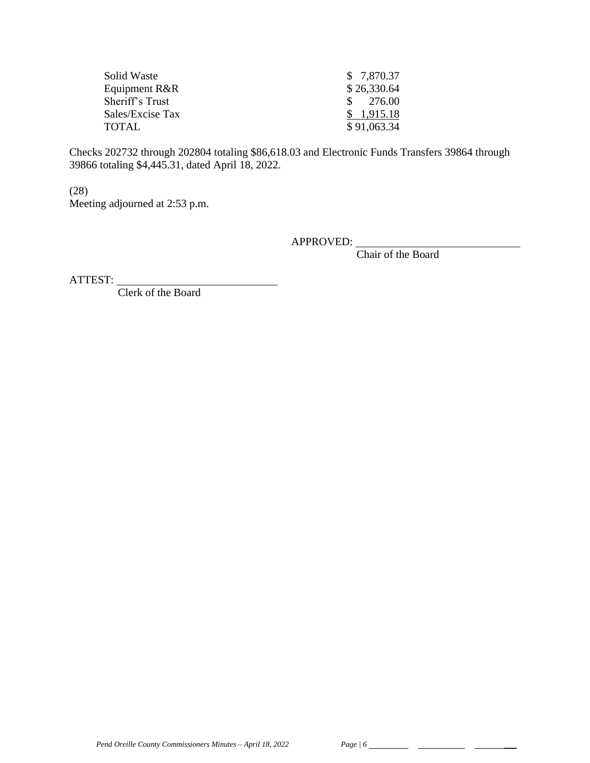| | |
|---|---|
| Solid Waste | $ 7,870.37 |
| Equipment R&R | $ 26,330.64 |
| Sheriff's Trust | $ 276.00 |
| Sales/Excise Tax | $ 1,915.18 |
| TOTAL | $ 91,063.34 |

Checks 202732 through 202804 totaling $86,618.03 and Electronic Funds Transfers 39864 through 39866 totaling $4,445.31, dated April 18, 2022.

(28)
Meeting adjourned at 2:53 p.m.

APPROVED: ______________________________
Chair of the Board

ATTEST: ______________________________
Clerk of the Board